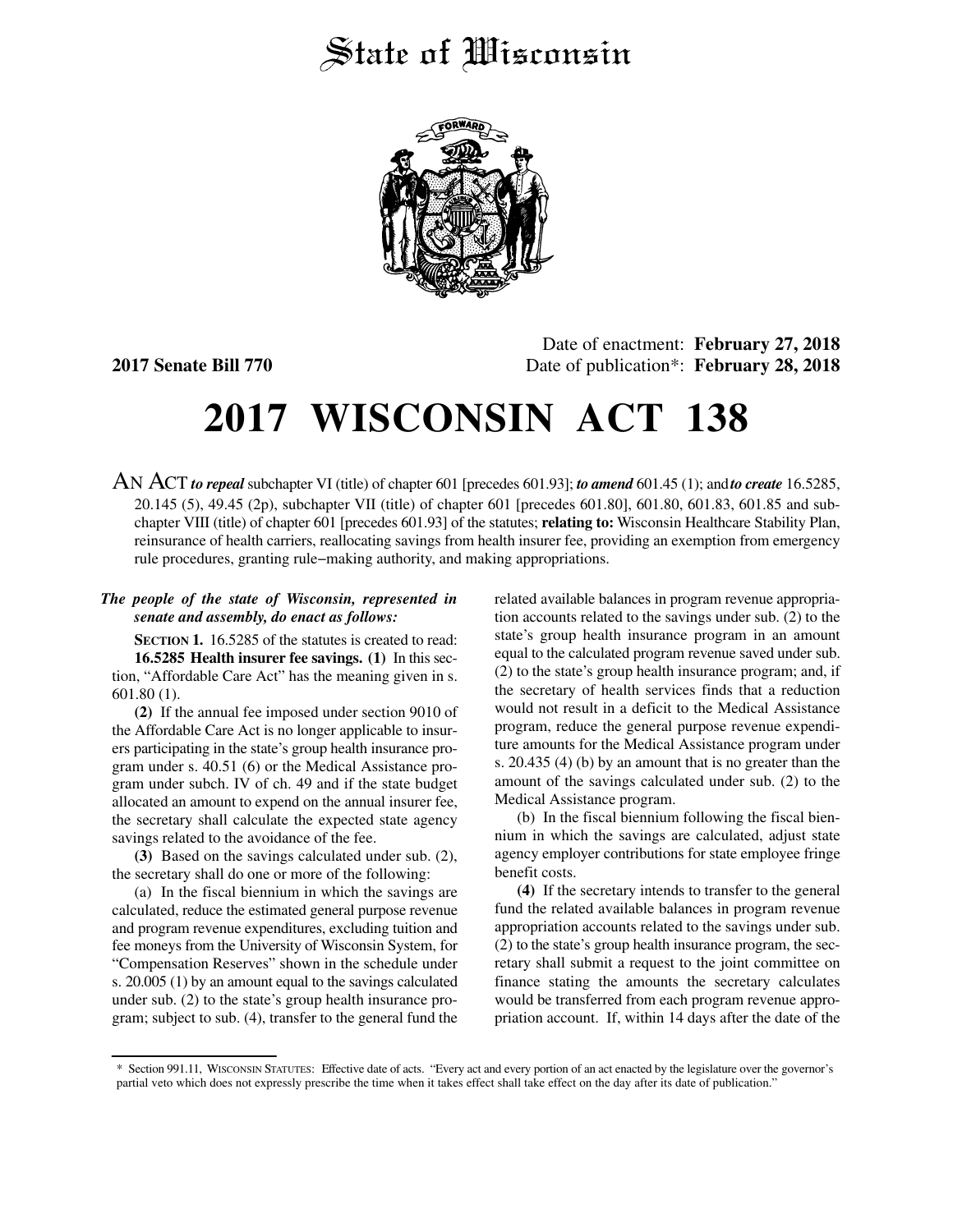# State of Wisconsin

**2017 Senate Bill 770**

Date of enactment: **February 27, 2018**
Date of publication*: **February 28, 2018**

# 2017 WISCONSIN ACT 138

AN ACT ***to repeal*** subchapter VI (title) of chapter 601 [precedes 601.93]; ***to amend*** 601.45 (1); and ***to create*** 16.5285, 20.145 (5), 49.45 (2p), subchapter VII (title) of chapter 601 [precedes 601.80], 601.80, 601.83, 601.85 and subchapter VIII (title) of chapter 601 [precedes 601.93] of the statutes; **relating to:** Wisconsin Healthcare Stability Plan, reinsurance of health carriers, reallocating savings from health insurer fee, providing an exemption from emergency rule procedures, granting rule-making authority, and making appropriations.

***The people of the state of Wisconsin, represented in senate and assembly, do enact as follows:***

**SECTION 1.** 16.5285 of the statutes is created to read:

**16.5285 Health insurer fee savings. (1)** In this section, "Affordable Care Act" has the meaning given in s. 601.80 (1).

**(2)** If the annual fee imposed under section 9010 of the Affordable Care Act is no longer applicable to insurers participating in the state's group health insurance program under s. 40.51 (6) or the Medical Assistance program under subch. IV of ch. 49 and if the state budget allocated an amount to expend on the annual insurer fee, the secretary shall calculate the expected state agency savings related to the avoidance of the fee.

**(3)** Based on the savings calculated under sub. (2), the secretary shall do one or more of the following:

(a) In the fiscal biennium in which the savings are calculated, reduce the estimated general purpose revenue and program revenue expenditures, excluding tuition and fee moneys from the University of Wisconsin System, for "Compensation Reserves" shown in the schedule under s. 20.005 (1) by an amount equal to the savings calculated under sub. (2) to the state's group health insurance program; subject to sub. (4), transfer to the general fund the related available balances in program revenue appropriation accounts related to the savings under sub. (2) to the state's group health insurance program in an amount equal to the calculated program revenue saved under sub. (2) to the state's group health insurance program; and, if the secretary of health services finds that a reduction would not result in a deficit to the Medical Assistance program, reduce the general purpose revenue expenditure amounts for the Medical Assistance program under s. 20.435 (4) (b) by an amount that is no greater than the amount of the savings calculated under sub. (2) to the Medical Assistance program.

(b) In the fiscal biennium following the fiscal biennium in which the savings are calculated, adjust state agency employer contributions for state employee fringe benefit costs.

**(4)** If the secretary intends to transfer to the general fund the related available balances in program revenue appropriation accounts related to the savings under sub. (2) to the state's group health insurance program, the secretary shall submit a request to the joint committee on finance stating the amounts the secretary calculates would be transferred from each program revenue appropriation account. If, within 14 days after the date of the

\* Section 991.11, WISCONSIN STATUTES: Effective date of acts. "Every act and every portion of an act enacted by the legislature over the governor's partial veto which does not expressly prescribe the time when it takes effect shall take effect on the day after its date of publication."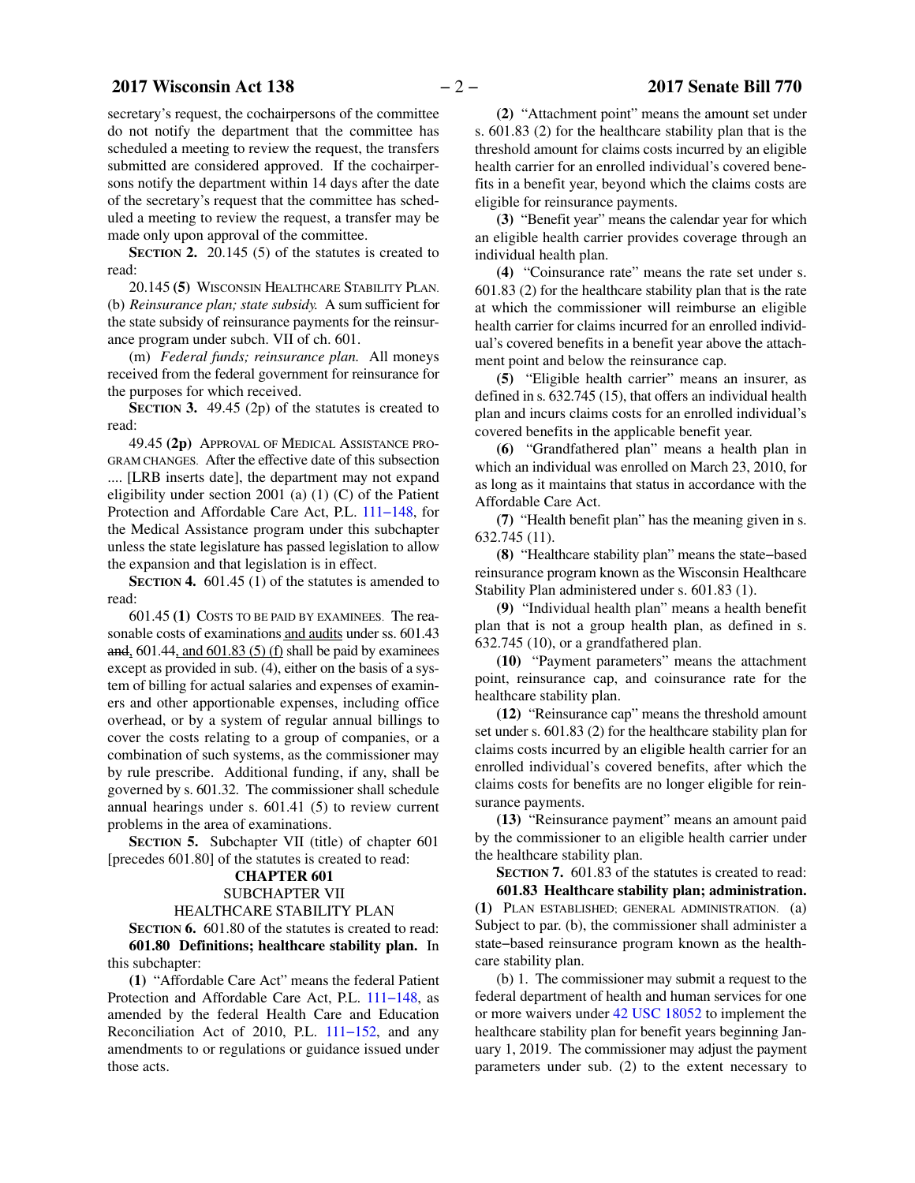secretary's request, the cochairpersons of the committee do not notify the department that the committee has scheduled a meeting to review the request, the transfers submitted are considered approved. If the cochairpersons notify the department within 14 days after the date of the secretary's request that the committee has scheduled a meeting to review the request, a transfer may be made only upon approval of the committee.

**SECTION 2.** 20.145 (5) of the statutes is created to read:

20.145 **(5)** WISCONSIN HEALTHCARE STABILITY PLAN. (b) *Reinsurance plan; state subsidy.* A sum sufficient for the state subsidy of reinsurance payments for the reinsurance program under subch. VII of ch. 601.

(m) *Federal funds; reinsurance plan.* All moneys received from the federal government for reinsurance for the purposes for which received.

**SECTION 3.** 49.45 (2p) of the statutes is created to read:

49.45 **(2p)** APPROVAL OF MEDICAL ASSISTANCE PROGRAM CHANGES. After the effective date of this subsection .... [LRB inserts date], the department may not expand eligibility under section 2001 (a) (1) (C) of the Patient Protection and Affordable Care Act, P.L. 111−148, for the Medical Assistance program under this subchapter unless the state legislature has passed legislation to allow the expansion and that legislation is in effect.

**SECTION 4.** 601.45 (1) of the statutes is amended to read:

601.45 **(1)** COSTS TO BE PAID BY EXAMINEES. The reasonable costs of examinations and audits under ss. 601.43 ~~and~~, 601.44, and 601.83 (5) (f) shall be paid by examinees except as provided in sub. (4), either on the basis of a system of billing for actual salaries and expenses of examiners and other apportionable expenses, including office overhead, or by a system of regular annual billings to cover the costs relating to a group of companies, or a combination of such systems, as the commissioner may by rule prescribe. Additional funding, if any, shall be governed by s. 601.32. The commissioner shall schedule annual hearings under s. 601.41 (5) to review current problems in the area of examinations.

**SECTION 5.** Subchapter VII (title) of chapter 601 [precedes 601.80] of the statutes is created to read:

**CHAPTER 601**

SUBCHAPTER VII

HEALTHCARE STABILITY PLAN

**SECTION 6.** 601.80 of the statutes is created to read:

**601.80 Definitions; healthcare stability plan.** In this subchapter:

**(1)** "Affordable Care Act" means the federal Patient Protection and Affordable Care Act, P.L. 111−148, as amended by the federal Health Care and Education Reconciliation Act of 2010, P.L. 111−152, and any amendments to or regulations or guidance issued under those acts.

**(2)** "Attachment point" means the amount set under s. 601.83 (2) for the healthcare stability plan that is the threshold amount for claims costs incurred by an eligible health carrier for an enrolled individual's covered benefits in a benefit year, beyond which the claims costs are eligible for reinsurance payments.

**(3)** "Benefit year" means the calendar year for which an eligible health carrier provides coverage through an individual health plan.

**(4)** "Coinsurance rate" means the rate set under s. 601.83 (2) for the healthcare stability plan that is the rate at which the commissioner will reimburse an eligible health carrier for claims incurred for an enrolled individual's covered benefits in a benefit year above the attachment point and below the reinsurance cap.

**(5)** "Eligible health carrier" means an insurer, as defined in s. 632.745 (15), that offers an individual health plan and incurs claims costs for an enrolled individual's covered benefits in the applicable benefit year.

**(6)** "Grandfathered plan" means a health plan in which an individual was enrolled on March 23, 2010, for as long as it maintains that status in accordance with the Affordable Care Act.

**(7)** "Health benefit plan" has the meaning given in s. 632.745 (11).

**(8)** "Healthcare stability plan" means the state−based reinsurance program known as the Wisconsin Healthcare Stability Plan administered under s. 601.83 (1).

**(9)** "Individual health plan" means a health benefit plan that is not a group health plan, as defined in s. 632.745 (10), or a grandfathered plan.

**(10)** "Payment parameters" means the attachment point, reinsurance cap, and coinsurance rate for the healthcare stability plan.

**(12)** "Reinsurance cap" means the threshold amount set under s. 601.83 (2) for the healthcare stability plan for claims costs incurred by an eligible health carrier for an enrolled individual's covered benefits, after which the claims costs for benefits are no longer eligible for reinsurance payments.

**(13)** "Reinsurance payment" means an amount paid by the commissioner to an eligible health carrier under the healthcare stability plan.

**SECTION 7.** 601.83 of the statutes is created to read:

**601.83 Healthcare stability plan; administration.**

**(1)** PLAN ESTABLISHED; GENERAL ADMINISTRATION. (a) Subject to par. (b), the commissioner shall administer a state−based reinsurance program known as the healthcare stability plan.

(b) 1. The commissioner may submit a request to the federal department of health and human services for one or more waivers under 42 USC 18052 to implement the healthcare stability plan for benefit years beginning January 1, 2019. The commissioner may adjust the payment parameters under sub. (2) to the extent necessary to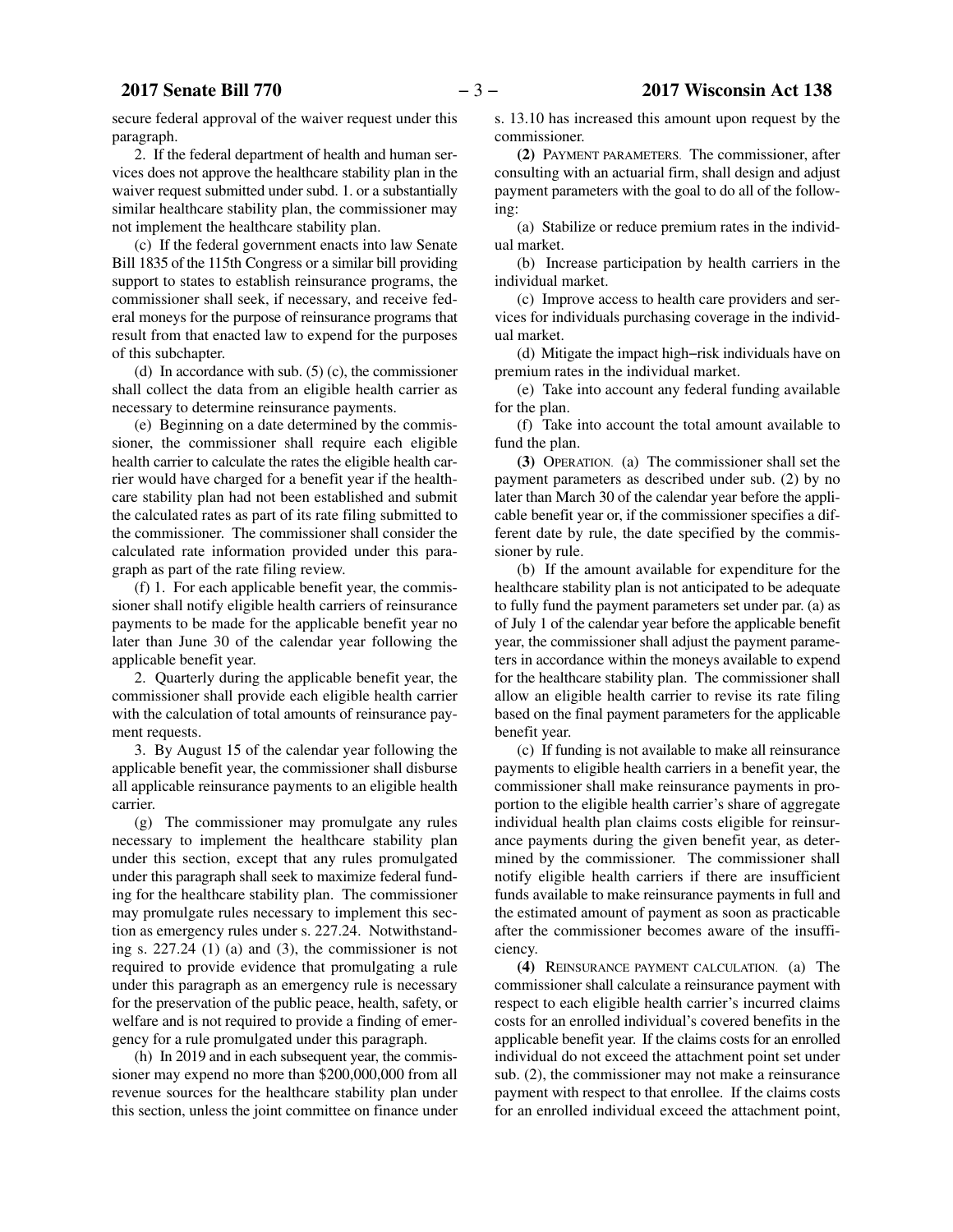secure federal approval of the waiver request under this paragraph.

2. If the federal department of health and human services does not approve the healthcare stability plan in the waiver request submitted under subd. 1. or a substantially similar healthcare stability plan, the commissioner may not implement the healthcare stability plan.

(c) If the federal government enacts into law Senate Bill 1835 of the 115th Congress or a similar bill providing support to states to establish reinsurance programs, the commissioner shall seek, if necessary, and receive federal moneys for the purpose of reinsurance programs that result from that enacted law to expend for the purposes of this subchapter.

(d) In accordance with sub. (5) (c), the commissioner shall collect the data from an eligible health carrier as necessary to determine reinsurance payments.

(e) Beginning on a date determined by the commissioner, the commissioner shall require each eligible health carrier to calculate the rates the eligible health carrier would have charged for a benefit year if the healthcare stability plan had not been established and submit the calculated rates as part of its rate filing submitted to the commissioner. The commissioner shall consider the calculated rate information provided under this paragraph as part of the rate filing review.

(f) 1. For each applicable benefit year, the commissioner shall notify eligible health carriers of reinsurance payments to be made for the applicable benefit year no later than June 30 of the calendar year following the applicable benefit year.

2. Quarterly during the applicable benefit year, the commissioner shall provide each eligible health carrier with the calculation of total amounts of reinsurance payment requests.

3. By August 15 of the calendar year following the applicable benefit year, the commissioner shall disburse all applicable reinsurance payments to an eligible health carrier.

(g) The commissioner may promulgate any rules necessary to implement the healthcare stability plan under this section, except that any rules promulgated under this paragraph shall seek to maximize federal funding for the healthcare stability plan. The commissioner may promulgate rules necessary to implement this section as emergency rules under s. 227.24. Notwithstanding s. 227.24 (1) (a) and (3), the commissioner is not required to provide evidence that promulgating a rule under this paragraph as an emergency rule is necessary for the preservation of the public peace, health, safety, or welfare and is not required to provide a finding of emergency for a rule promulgated under this paragraph.

(h) In 2019 and in each subsequent year, the commissioner may expend no more than $200,000,000 from all revenue sources for the healthcare stability plan under this section, unless the joint committee on finance under s. 13.10 has increased this amount upon request by the commissioner.

**(2)** PAYMENT PARAMETERS. The commissioner, after consulting with an actuarial firm, shall design and adjust payment parameters with the goal to do all of the following:

(a) Stabilize or reduce premium rates in the individual market.

(b) Increase participation by health carriers in the individual market.

(c) Improve access to health care providers and services for individuals purchasing coverage in the individual market.

(d) Mitigate the impact high−risk individuals have on premium rates in the individual market.

(e) Take into account any federal funding available for the plan.

(f) Take into account the total amount available to fund the plan.

**(3)** OPERATION. (a) The commissioner shall set the payment parameters as described under sub. (2) by no later than March 30 of the calendar year before the applicable benefit year or, if the commissioner specifies a different date by rule, the date specified by the commissioner by rule.

(b) If the amount available for expenditure for the healthcare stability plan is not anticipated to be adequate to fully fund the payment parameters set under par. (a) as of July 1 of the calendar year before the applicable benefit year, the commissioner shall adjust the payment parameters in accordance within the moneys available to expend for the healthcare stability plan. The commissioner shall allow an eligible health carrier to revise its rate filing based on the final payment parameters for the applicable benefit year.

(c) If funding is not available to make all reinsurance payments to eligible health carriers in a benefit year, the commissioner shall make reinsurance payments in proportion to the eligible health carrier's share of aggregate individual health plan claims costs eligible for reinsurance payments during the given benefit year, as determined by the commissioner. The commissioner shall notify eligible health carriers if there are insufficient funds available to make reinsurance payments in full and the estimated amount of payment as soon as practicable after the commissioner becomes aware of the insufficiency.

**(4)** REINSURANCE PAYMENT CALCULATION. (a) The commissioner shall calculate a reinsurance payment with respect to each eligible health carrier's incurred claims costs for an enrolled individual's covered benefits in the applicable benefit year. If the claims costs for an enrolled individual do not exceed the attachment point set under sub. (2), the commissioner may not make a reinsurance payment with respect to that enrollee. If the claims costs for an enrolled individual exceed the attachment point,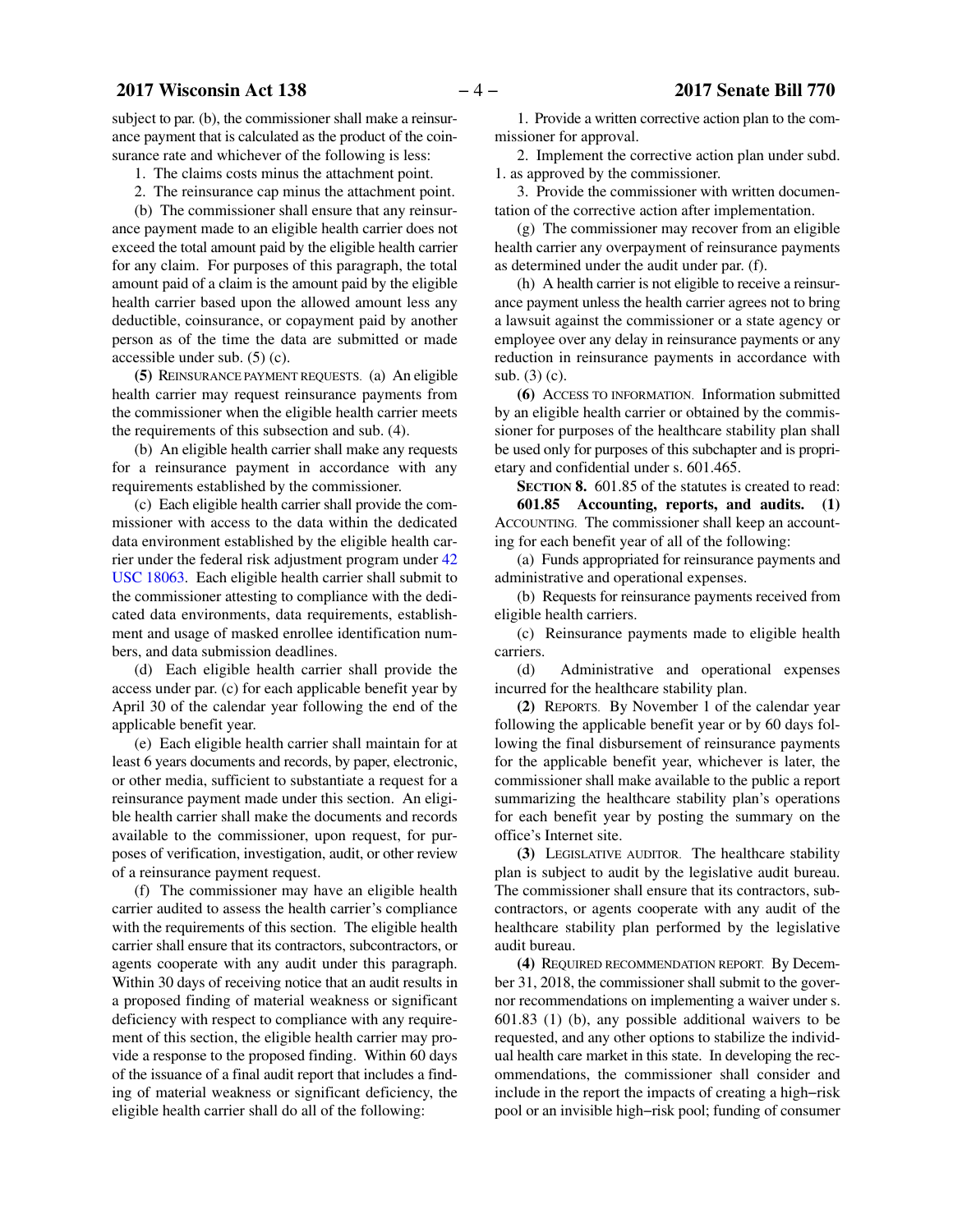subject to par. (b), the commissioner shall make a reinsurance payment that is calculated as the product of the coinsurance rate and whichever of the following is less:

1. The claims costs minus the attachment point.

2. The reinsurance cap minus the attachment point.

(b) The commissioner shall ensure that any reinsurance payment made to an eligible health carrier does not exceed the total amount paid by the eligible health carrier for any claim. For purposes of this paragraph, the total amount paid of a claim is the amount paid by the eligible health carrier based upon the allowed amount less any deductible, coinsurance, or copayment paid by another person as of the time the data are submitted or made accessible under sub. (5) (c).

**(5)** REINSURANCE PAYMENT REQUESTS. (a) An eligible health carrier may request reinsurance payments from the commissioner when the eligible health carrier meets the requirements of this subsection and sub. (4).

(b) An eligible health carrier shall make any requests for a reinsurance payment in accordance with any requirements established by the commissioner.

(c) Each eligible health carrier shall provide the commissioner with access to the data within the dedicated data environment established by the eligible health carrier under the federal risk adjustment program under 42 USC 18063. Each eligible health carrier shall submit to the commissioner attesting to compliance with the dedicated data environments, data requirements, establishment and usage of masked enrollee identification numbers, and data submission deadlines.

(d) Each eligible health carrier shall provide the access under par. (c) for each applicable benefit year by April 30 of the calendar year following the end of the applicable benefit year.

(e) Each eligible health carrier shall maintain for at least 6 years documents and records, by paper, electronic, or other media, sufficient to substantiate a request for a reinsurance payment made under this section. An eligible health carrier shall make the documents and records available to the commissioner, upon request, for purposes of verification, investigation, audit, or other review of a reinsurance payment request.

(f) The commissioner may have an eligible health carrier audited to assess the health carrier's compliance with the requirements of this section. The eligible health carrier shall ensure that its contractors, subcontractors, or agents cooperate with any audit under this paragraph. Within 30 days of receiving notice that an audit results in a proposed finding of material weakness or significant deficiency with respect to compliance with any requirement of this section, the eligible health carrier may provide a response to the proposed finding. Within 60 days of the issuance of a final audit report that includes a finding of material weakness or significant deficiency, the eligible health carrier shall do all of the following:

1. Provide a written corrective action plan to the commissioner for approval.

2. Implement the corrective action plan under subd. 1. as approved by the commissioner.

3. Provide the commissioner with written documentation of the corrective action after implementation.

(g) The commissioner may recover from an eligible health carrier any overpayment of reinsurance payments as determined under the audit under par. (f).

(h) A health carrier is not eligible to receive a reinsurance payment unless the health carrier agrees not to bring a lawsuit against the commissioner or a state agency or employee over any delay in reinsurance payments or any reduction in reinsurance payments in accordance with sub. (3) (c).

**(6)** ACCESS TO INFORMATION. Information submitted by an eligible health carrier or obtained by the commissioner for purposes of the healthcare stability plan shall be used only for purposes of this subchapter and is proprietary and confidential under s. 601.465.

**SECTION 8.** 601.85 of the statutes is created to read:

**601.85 Accounting, reports, and audits. (1)** ACCOUNTING. The commissioner shall keep an accounting for each benefit year of all of the following:

(a) Funds appropriated for reinsurance payments and administrative and operational expenses.

(b) Requests for reinsurance payments received from eligible health carriers.

(c) Reinsurance payments made to eligible health carriers.

(d) Administrative and operational expenses incurred for the healthcare stability plan.

**(2)** REPORTS. By November 1 of the calendar year following the applicable benefit year or by 60 days following the final disbursement of reinsurance payments for the applicable benefit year, whichever is later, the commissioner shall make available to the public a report summarizing the healthcare stability plan's operations for each benefit year by posting the summary on the office's Internet site.

**(3)** LEGISLATIVE AUDITOR. The healthcare stability plan is subject to audit by the legislative audit bureau. The commissioner shall ensure that its contractors, subcontractors, or agents cooperate with any audit of the healthcare stability plan performed by the legislative audit bureau.

**(4)** REQUIRED RECOMMENDATION REPORT. By December 31, 2018, the commissioner shall submit to the governor recommendations on implementing a waiver under s. 601.83 (1) (b), any possible additional waivers to be requested, and any other options to stabilize the individual health care market in this state. In developing the recommendations, the commissioner shall consider and include in the report the impacts of creating a high-risk pool or an invisible high-risk pool; funding of consumer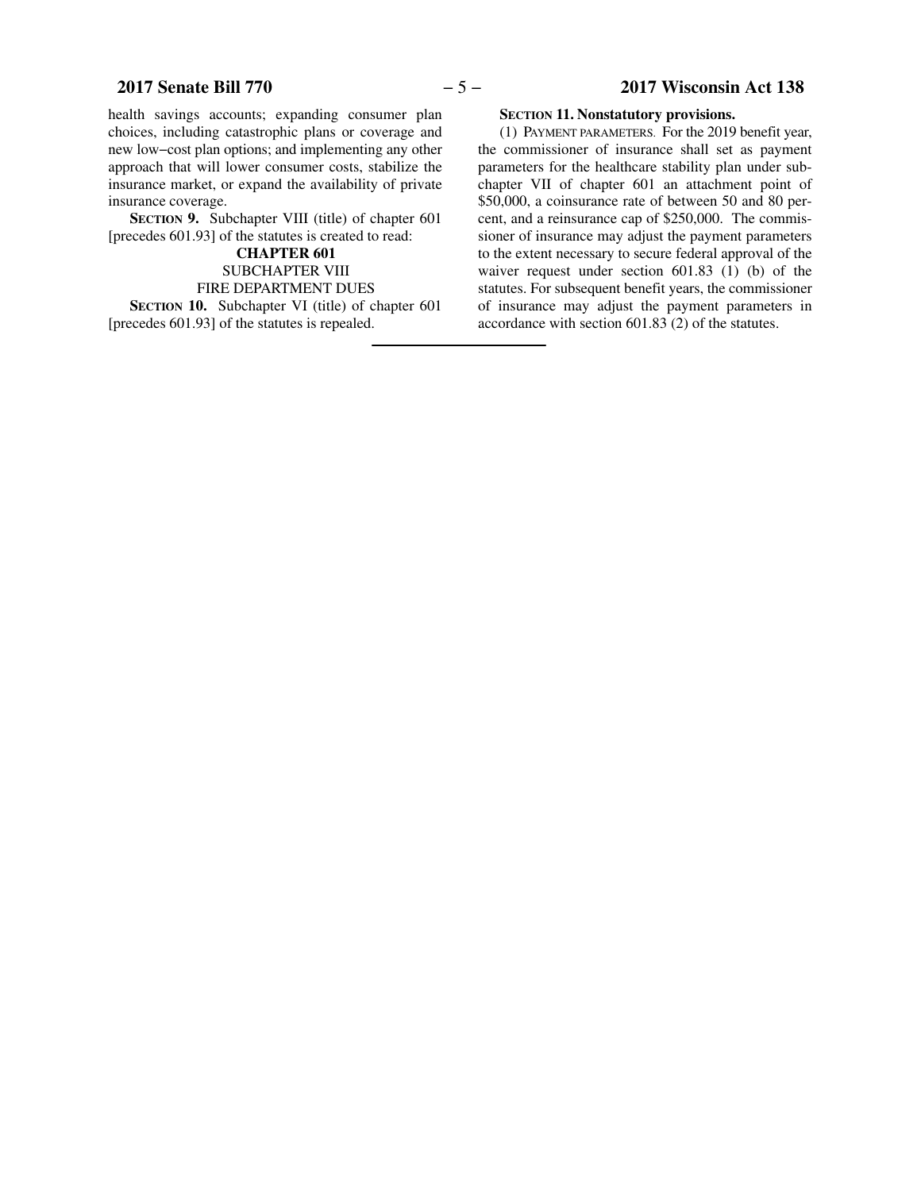health savings accounts; expanding consumer plan choices, including catastrophic plans or coverage and new low–cost plan options; and implementing any other approach that will lower consumer costs, stabilize the insurance market, or expand the availability of private insurance coverage.

**SECTION 9.** Subchapter VIII (title) of chapter 601 [precedes 601.93] of the statutes is created to read:

**CHAPTER 601**

SUBCHAPTER VIII

FIRE DEPARTMENT DUES

**SECTION 10.** Subchapter VI (title) of chapter 601 [precedes 601.93] of the statutes is repealed.

**SECTION 11. Nonstatutory provisions.**

(1) PAYMENT PARAMETERS. For the 2019 benefit year, the commissioner of insurance shall set as payment parameters for the healthcare stability plan under subchapter VII of chapter 601 an attachment point of $50,000, a coinsurance rate of between 50 and 80 percent, and a reinsurance cap of $250,000. The commissioner of insurance may adjust the payment parameters to the extent necessary to secure federal approval of the waiver request under section 601.83 (1) (b) of the statutes. For subsequent benefit years, the commissioner of insurance may adjust the payment parameters in accordance with section 601.83 (2) of the statutes.